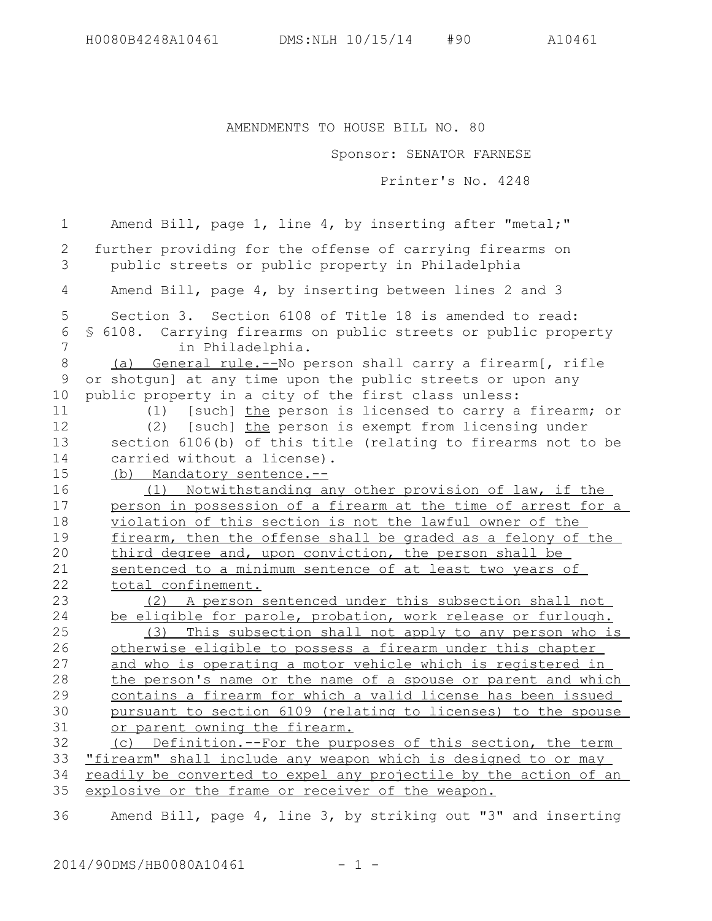AMENDMENTS TO HOUSE BILL NO. 80

Sponsor: SENATOR FARNESE

Printer's No. 4248

Amend Bill, page 1, line 4, by inserting after "metal;"

further providing for the offense of carrying firearms on public streets or public property in Philadelphia

Amend Bill, page 4, by inserting between lines 2 and 3

Section 3. Section 6108 of Title 18 is amended to read:

§ 6108. Carrying firearms on public streets or public property in Philadelphia.

(a) General rule.--No person shall carry a firearm[, rifle or shotgun] at any time upon the public streets or upon any public property in a city of the first class unless:

(1) [such] the person is licensed to carry a firearm; or

(2) [such] the person is exempt from licensing under section 6106(b) of this title (relating to firearms not to be carried without a license).

(b) Mandatory sentence.--

(1) Notwithstanding any other provision of law, if the person in possession of a firearm at the time of arrest for a violation of this section is not the lawful owner of the firearm, then the offense shall be graded as a felony of the third degree and, upon conviction, the person shall be sentenced to a minimum sentence of at least two years of total confinement.

(2) A person sentenced under this subsection shall not be eligible for parole, probation, work release or furlough.

(3) This subsection shall not apply to any person who is otherwise eligible to possess a firearm under this chapter and who is operating a motor vehicle which is registered in the person's name or the name of a spouse or parent and which contains a firearm for which a valid license has been issued pursuant to section 6109 (relating to licenses) to the spouse or parent owning the firearm.

(c) Definition.--For the purposes of this section, the term "firearm" shall include any weapon which is designed to or may readily be converted to expel any projectile by the action of an explosive or the frame or receiver of the weapon.

Amend Bill, page 4, line 3, by striking out "3" and inserting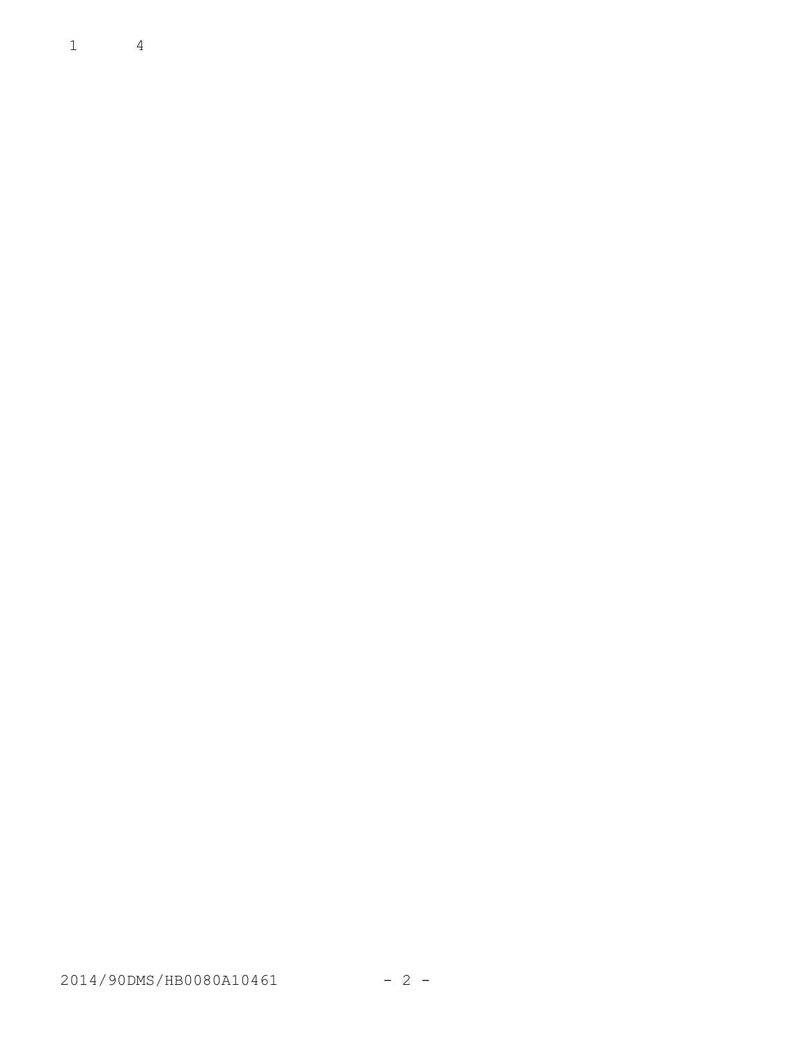4